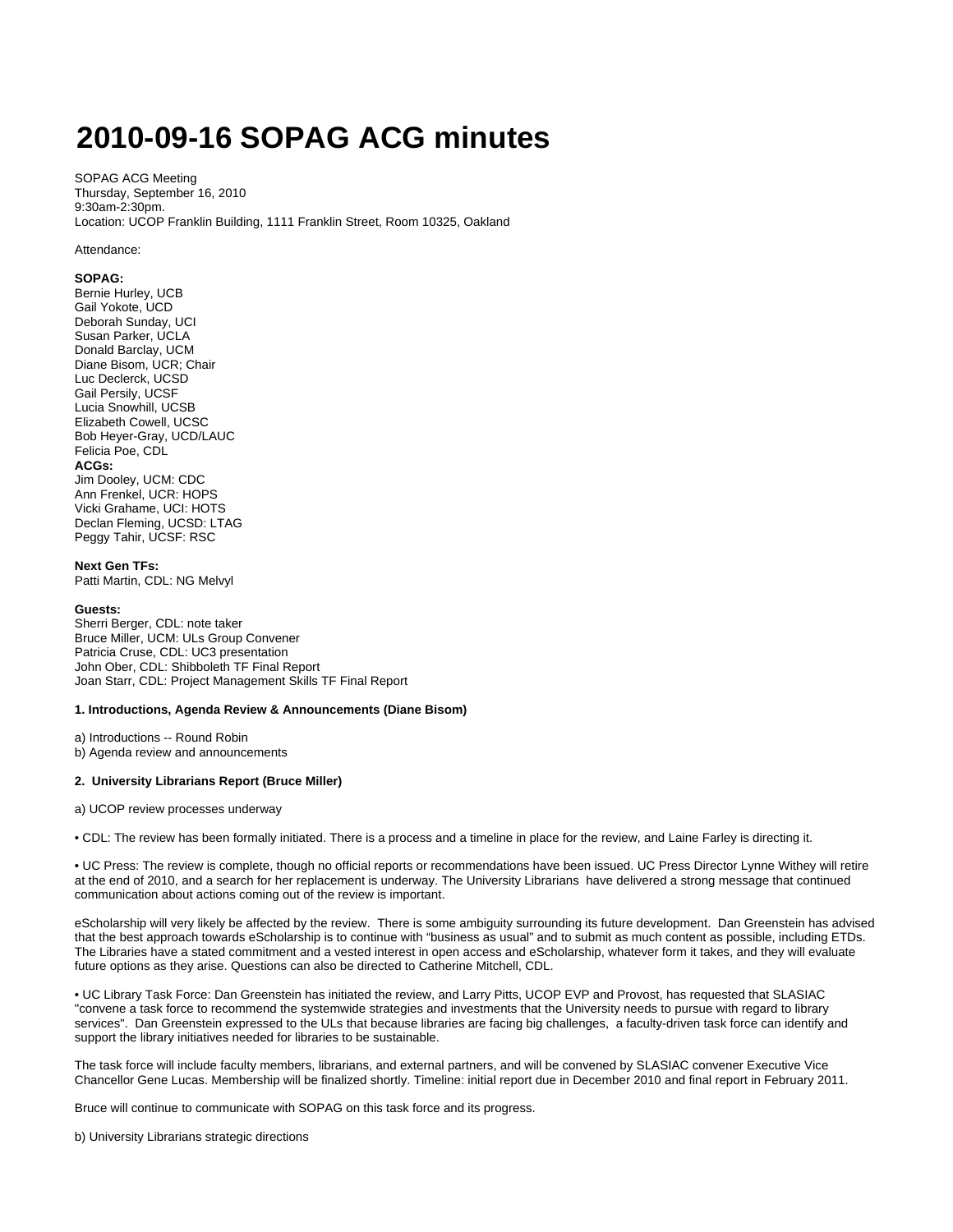# 2010-09-16 SOPAG ACG minutes

SOPAG ACG Meeting
Thursday, September 16, 2010
9:30am-2:30pm.
Location: UCOP Franklin Building, 1111 Franklin Street, Room 10325, Oakland

Attendance:

**SOPAG:**
Bernie Hurley, UCB
Gail Yokote, UCD
Deborah Sunday, UCI
Susan Parker, UCLA
Donald Barclay, UCM
Diane Bisom, UCR; Chair
Luc Declerck, UCSD
Gail Persily, UCSF
Lucia Snowhill, UCSB
Elizabeth Cowell, UCSC
Bob Heyer-Gray, UCD/LAUC
Felicia Poe, CDL
**ACGs:**
Jim Dooley, UCM: CDC
Ann Frenkel, UCR: HOPS
Vicki Grahame, UCI: HOTS
Declan Fleming, UCSD: LTAG
Peggy Tahir, UCSF: RSC

**Next Gen TFs:**
Patti Martin, CDL: NG Melvyl

**Guests:**
Sherri Berger, CDL: note taker
Bruce Miller, UCM: ULs Group Convener
Patricia Cruse, CDL: UC3 presentation
John Ober, CDL: Shibboleth TF Final Report
Joan Starr, CDL: Project Management Skills TF Final Report

**1. Introductions, Agenda Review & Announcements (Diane Bisom)**

a) Introductions -- Round Robin
b) Agenda review and announcements

**2. University Librarians Report (Bruce Miller)**

a) UCOP review processes underway

• CDL: The review has been formally initiated. There is a process and a timeline in place for the review, and Laine Farley is directing it.

• UC Press: The review is complete, though no official reports or recommendations have been issued. UC Press Director Lynne Withey will retire at the end of 2010, and a search for her replacement is underway. The University Librarians have delivered a strong message that continued communication about actions coming out of the review is important.

eScholarship will very likely be affected by the review. There is some ambiguity surrounding its future development. Dan Greenstein has advised that the best approach towards eScholarship is to continue with "business as usual" and to submit as much content as possible, including ETDs. The Libraries have a stated commitment and a vested interest in open access and eScholarship, whatever form it takes, and they will evaluate future options as they arise. Questions can also be directed to Catherine Mitchell, CDL.

• UC Library Task Force: Dan Greenstein has initiated the review, and Larry Pitts, UCOP EVP and Provost, has requested that SLASIAC "convene a task force to recommend the systemwide strategies and investments that the University needs to pursue with regard to library services". Dan Greenstein expressed to the ULs that because libraries are facing big challenges, a faculty-driven task force can identify and support the library initiatives needed for libraries to be sustainable.

The task force will include faculty members, librarians, and external partners, and will be convened by SLASIAC convener Executive Vice Chancellor Gene Lucas. Membership will be finalized shortly. Timeline: initial report due in December 2010 and final report in February 2011.

Bruce will continue to communicate with SOPAG on this task force and its progress.

b) University Librarians strategic directions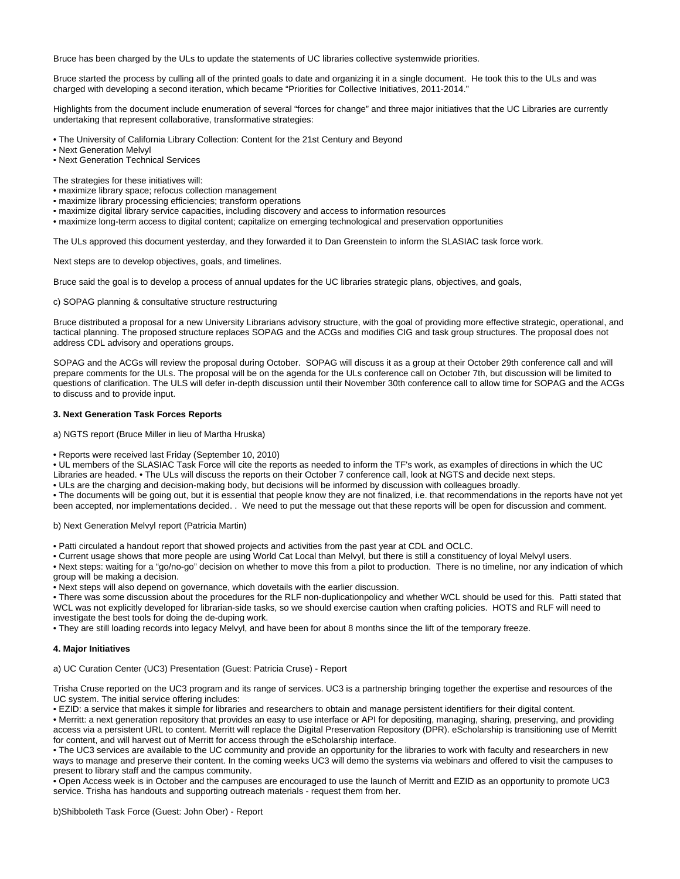Bruce has been charged by the ULs to update the statements of UC libraries collective systemwide priorities.

Bruce started the process by culling all of the printed goals to date and organizing it in a single document. He took this to the ULs and was charged with developing a second iteration, which became "Priorities for Collective Initiatives, 2011-2014."

Highlights from the document include enumeration of several "forces for change" and three major initiatives that the UC Libraries are currently undertaking that represent collaborative, transformative strategies:

- The University of California Library Collection: Content for the 21st Century and Beyond
- Next Generation Melvyl
- Next Generation Technical Services

The strategies for these initiatives will:

- maximize library space; refocus collection management
- maximize library processing efficiencies; transform operations
- maximize digital library service capacities, including discovery and access to information resources
- maximize long-term access to digital content; capitalize on emerging technological and preservation opportunities

The ULs approved this document yesterday, and they forwarded it to Dan Greenstein to inform the SLASIAC task force work.

Next steps are to develop objectives, goals, and timelines.

Bruce said the goal is to develop a process of annual updates for the UC libraries strategic plans, objectives, and goals,

c) SOPAG planning & consultative structure restructuring

Bruce distributed a proposal for a new University Librarians advisory structure, with the goal of providing more effective strategic, operational, and tactical planning. The proposed structure replaces SOPAG and the ACGs and modifies CIG and task group structures. The proposal does not address CDL advisory and operations groups.

SOPAG and the ACGs will review the proposal during October. SOPAG will discuss it as a group at their October 29th conference call and will prepare comments for the ULs. The proposal will be on the agenda for the ULs conference call on October 7th, but discussion will be limited to questions of clarification. The ULS will defer in-depth discussion until their November 30th conference call to allow time for SOPAG and the ACGs to discuss and to provide input.

**3. Next Generation Task Forces Reports**

a) NGTS report (Bruce Miller in lieu of Martha Hruska)

- Reports were received last Friday (September 10, 2010)
- UL members of the SLASIAC Task Force will cite the reports as needed to inform the TF's work, as examples of directions in which the UC Libraries are headed. • The ULs will discuss the reports on their October 7 conference call, look at NGTS and decide next steps.
- ULs are the charging and decision-making body, but decisions will be informed by discussion with colleagues broadly.
- The documents will be going out, but it is essential that people know they are not finalized, i.e. that recommendations in the reports have not yet been accepted, nor implementations decided. . We need to put the message out that these reports will be open for discussion and comment.

b) Next Generation Melvyl report (Patricia Martin)

- Patti circulated a handout report that showed projects and activities from the past year at CDL and OCLC.
- Current usage shows that more people are using World Cat Local than Melvyl, but there is still a constituency of loyal Melvyl users.
- Next steps: waiting for a "go/no-go" decision on whether to move this from a pilot to production. There is no timeline, nor any indication of which group will be making a decision.
- Next steps will also depend on governance, which dovetails with the earlier discussion.
- There was some discussion about the procedures for the RLF non-duplicationpolicy and whether WCL should be used for this. Patti stated that WCL was not explicitly developed for librarian-side tasks, so we should exercise caution when crafting policies. HOTS and RLF will need to investigate the best tools for doing the de-duping work.
- They are still loading records into legacy Melvyl, and have been for about 8 months since the lift of the temporary freeze.

**4. Major Initiatives**

a) UC Curation Center (UC3) Presentation (Guest: Patricia Cruse) - Report

Trisha Cruse reported on the UC3 program and its range of services. UC3 is a partnership bringing together the expertise and resources of the UC system. The initial service offering includes:

- EZID: a service that makes it simple for libraries and researchers to obtain and manage persistent identifiers for their digital content.
- Merritt: a next generation repository that provides an easy to use interface or API for depositing, managing, sharing, preserving, and providing access via a persistent URL to content. Merritt will replace the Digital Preservation Repository (DPR). eScholarship is transitioning use of Merritt for content, and will harvest out of Merritt for access through the eScholarship interface.
- The UC3 services are available to the UC community and provide an opportunity for the libraries to work with faculty and researchers in new ways to manage and preserve their content. In the coming weeks UC3 will demo the systems via webinars and offered to visit the campuses to present to library staff and the campus community.
- Open Access week is in October and the campuses are encouraged to use the launch of Merritt and EZID as an opportunity to promote UC3 service. Trisha has handouts and supporting outreach materials - request them from her.

b)Shibboleth Task Force (Guest: John Ober) - Report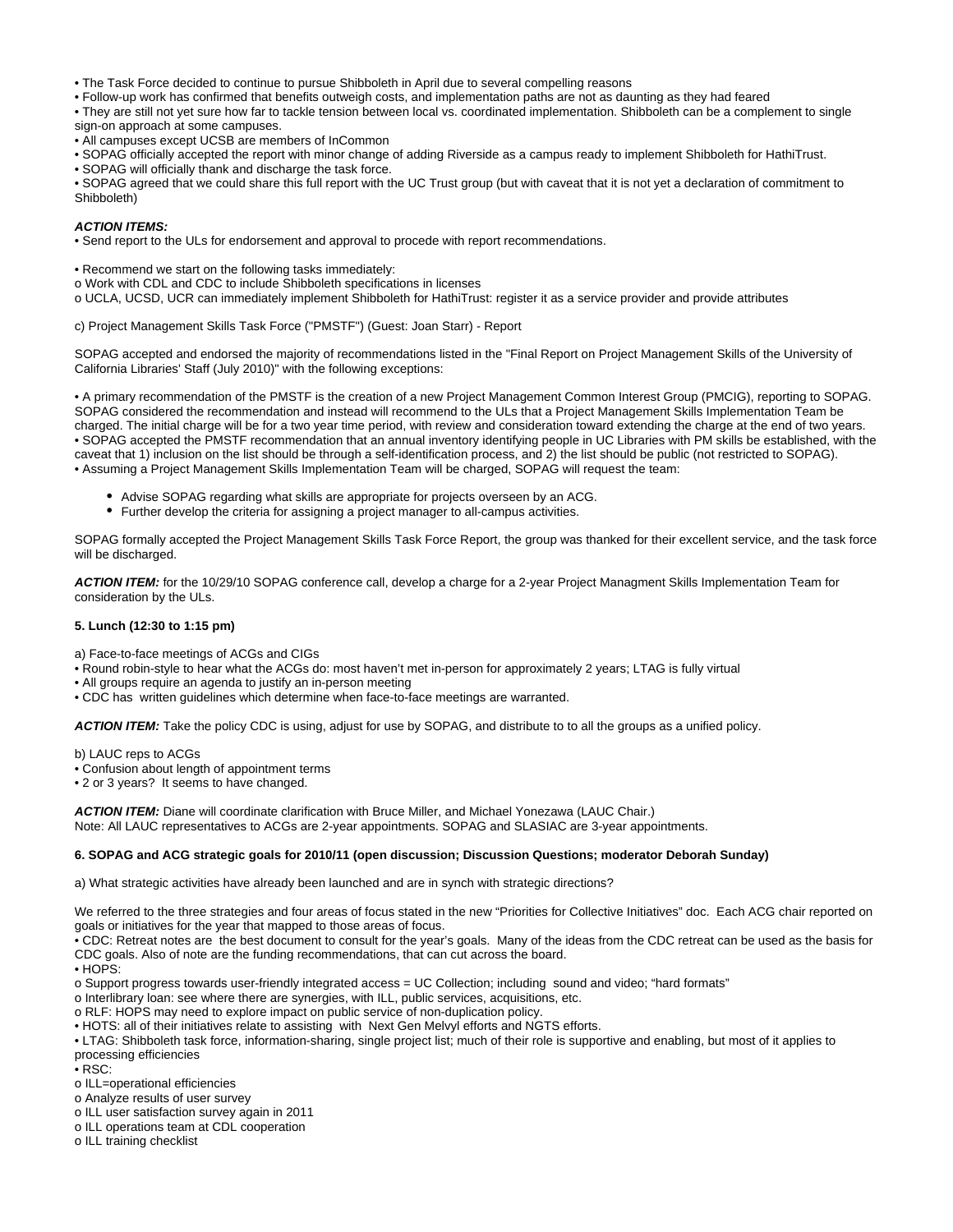• The Task Force decided to continue to pursue Shibboleth in April due to several compelling reasons
• Follow-up work has confirmed that benefits outweigh costs, and implementation paths are not as daunting as they had feared
• They are still not yet sure how far to tackle tension between local vs. coordinated implementation. Shibboleth can be a complement to single sign-on approach at some campuses.
• All campuses except UCSB are members of InCommon
• SOPAG officially accepted the report with minor change of adding Riverside as a campus ready to implement Shibboleth for HathiTrust.
• SOPAG will officially thank and discharge the task force.
• SOPAG agreed that we could share this full report with the UC Trust group (but with caveat that it is not yet a declaration of commitment to Shibboleth)

***ACTION ITEMS:***
• Send report to the ULs for endorsement and approval to procede with report recommendations.

• Recommend we start on the following tasks immediately:
o Work with CDL and CDC to include Shibboleth specifications in licenses
o UCLA, UCSD, UCR can immediately implement Shibboleth for HathiTrust: register it as a service provider and provide attributes

c) Project Management Skills Task Force ("PMSTF") (Guest: Joan Starr) - Report

SOPAG accepted and endorsed the majority of recommendations listed in the "Final Report on Project Management Skills of the University of California Libraries' Staff (July 2010)" with the following exceptions:

• A primary recommendation of the PMSTF is the creation of a new Project Management Common Interest Group (PMCIG), reporting to SOPAG. SOPAG considered the recommendation and instead will recommend to the ULs that a Project Management Skills Implementation Team be charged. The initial charge will be for a two year time period, with review and consideration toward extending the charge at the end of two years.
• SOPAG accepted the PMSTF recommendation that an annual inventory identifying people in UC Libraries with PM skills be established, with the caveat that 1) inclusion on the list should be through a self-identification process, and 2) the list should be public (not restricted to SOPAG).
• Assuming a Project Management Skills Implementation Team will be charged, SOPAG will request the team:

- Advise SOPAG regarding what skills are appropriate for projects overseen by an ACG.
- Further develop the criteria for assigning a project manager to all-campus activities.

SOPAG formally accepted the Project Management Skills Task Force Report, the group was thanked for their excellent service, and the task force will be discharged.

***ACTION ITEM:*** for the 10/29/10 SOPAG conference call, develop a charge for a 2-year Project Managment Skills Implementation Team for consideration by the ULs.

**5. Lunch (12:30 to 1:15 pm)**

a) Face-to-face meetings of ACGs and CIGs
• Round robin-style to hear what the ACGs do: most haven't met in-person for approximately 2 years; LTAG is fully virtual
• All groups require an agenda to justify an in-person meeting
• CDC has written guidelines which determine when face-to-face meetings are warranted.

***ACTION ITEM:*** Take the policy CDC is using, adjust for use by SOPAG, and distribute to to all the groups as a unified policy.

b) LAUC reps to ACGs
• Confusion about length of appointment terms
• 2 or 3 years? It seems to have changed.

***ACTION ITEM:*** Diane will coordinate clarification with Bruce Miller, and Michael Yonezawa (LAUC Chair.)
Note: All LAUC representatives to ACGs are 2-year appointments. SOPAG and SLASIAC are 3-year appointments.

**6. SOPAG and ACG strategic goals for 2010/11 (open discussion; Discussion Questions; moderator Deborah Sunday)**

a) What strategic activities have already been launched and are in synch with strategic directions?

We referred to the three strategies and four areas of focus stated in the new "Priorities for Collective Initiatives" doc. Each ACG chair reported on goals or initiatives for the year that mapped to those areas of focus.
• CDC: Retreat notes are the best document to consult for the year's goals. Many of the ideas from the CDC retreat can be used as the basis for CDC goals. Also of note are the funding recommendations, that can cut across the board.
• HOPS:
o Support progress towards user-friendly integrated access = UC Collection; including sound and video; "hard formats"
o Interlibrary loan: see where there are synergies, with ILL, public services, acquisitions, etc.
o RLF: HOPS may need to explore impact on public service of non-duplication policy.
• HOTS: all of their initiatives relate to assisting with Next Gen Melvyl efforts and NGTS efforts.
• LTAG: Shibboleth task force, information-sharing, single project list; much of their role is supportive and enabling, but most of it applies to processing efficiencies
• RSC:
o ILL=operational efficiencies
o Analyze results of user survey
o ILL user satisfaction survey again in 2011
o ILL operations team at CDL cooperation
o ILL training checklist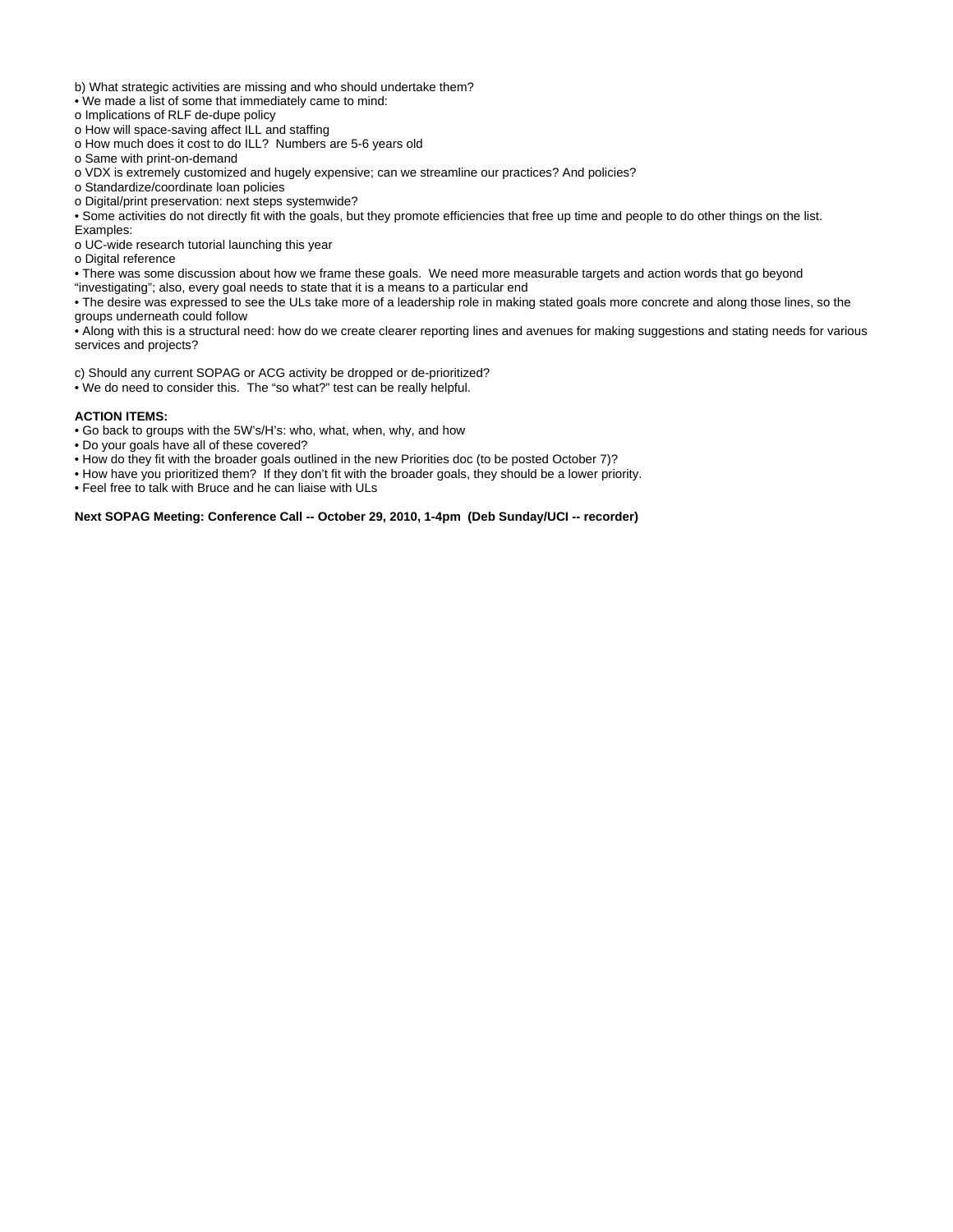b) What strategic activities are missing and who should undertake them?

- We made a list of some that immediately came to mind:
  - Implications of RLF de-dupe policy
  - How will space-saving affect ILL and staffing
  - How much does it cost to do ILL? Numbers are 5-6 years old
  - Same with print-on-demand
  - VDX is extremely customized and hugely expensive; can we streamline our practices? And policies?
  - Standardize/coordinate loan policies
  - Digital/print preservation: next steps systemwide?
- Some activities do not directly fit with the goals, but they promote efficiencies that free up time and people to do other things on the list. Examples:
  - UC-wide research tutorial launching this year
  - Digital reference
- There was some discussion about how we frame these goals. We need more measurable targets and action words that go beyond "investigating"; also, every goal needs to state that it is a means to a particular end
- The desire was expressed to see the ULs take more of a leadership role in making stated goals more concrete and along those lines, so the groups underneath could follow
- Along with this is a structural need: how do we create clearer reporting lines and avenues for making suggestions and stating needs for various services and projects?

c) Should any current SOPAG or ACG activity be dropped or de-prioritized?

- We do need to consider this. The "so what?" test can be really helpful.

**ACTION ITEMS:**

- Go back to groups with the 5W's/H's: who, what, when, why, and how
- Do your goals have all of these covered?
- How do they fit with the broader goals outlined in the new Priorities doc (to be posted October 7)?
- How have you prioritized them? If they don't fit with the broader goals, they should be a lower priority.
- Feel free to talk with Bruce and he can liaise with ULs

**Next SOPAG Meeting: Conference Call -- October 29, 2010, 1-4pm (Deb Sunday/UCI -- recorder)**